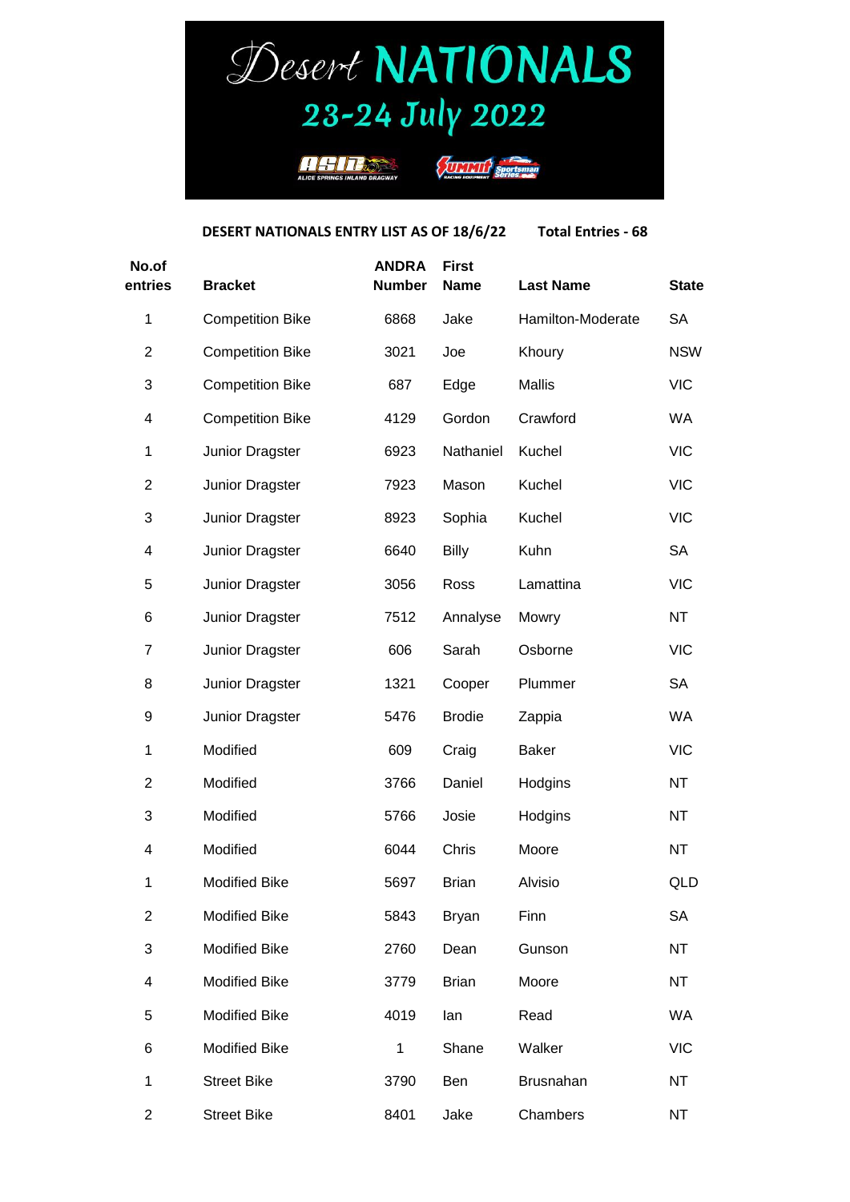# Desert NATIONALS

## 23-24 July 2022

**DESERT NATIONALS ENTRY LIST AS OF 18/6/22 Total Entries - 68**

| No.of entries | Bracket | ANDRA Number | First Name | Last Name | State |
|---|---|---|---|---|---|
| 1 | Competition Bike | 6868 | Jake | Hamilton-Moderate | SA |
| 2 | Competition Bike | 3021 | Joe | Khoury | NSW |
| 3 | Competition Bike | 687 | Edge | Mallis | VIC |
| 4 | Competition Bike | 4129 | Gordon | Crawford | WA |
| 1 | Junior Dragster | 6923 | Nathaniel | Kuchel | VIC |
| 2 | Junior Dragster | 7923 | Mason | Kuchel | VIC |
| 3 | Junior Dragster | 8923 | Sophia | Kuchel | VIC |
| 4 | Junior Dragster | 6640 | Billy | Kuhn | SA |
| 5 | Junior Dragster | 3056 | Ross | Lamattina | VIC |
| 6 | Junior Dragster | 7512 | Annalyse | Mowry | NT |
| 7 | Junior Dragster | 606 | Sarah | Osborne | VIC |
| 8 | Junior Dragster | 1321 | Cooper | Plummer | SA |
| 9 | Junior Dragster | 5476 | Brodie | Zappia | WA |
| 1 | Modified | 609 | Craig | Baker | VIC |
| 2 | Modified | 3766 | Daniel | Hodgins | NT |
| 3 | Modified | 5766 | Josie | Hodgins | NT |
| 4 | Modified | 6044 | Chris | Moore | NT |
| 1 | Modified Bike | 5697 | Brian | Alvisio | QLD |
| 2 | Modified Bike | 5843 | Bryan | Finn | SA |
| 3 | Modified Bike | 2760 | Dean | Gunson | NT |
| 4 | Modified Bike | 3779 | Brian | Moore | NT |
| 5 | Modified Bike | 4019 | Ian | Read | WA |
| 6 | Modified Bike | 1 | Shane | Walker | VIC |
| 1 | Street Bike | 3790 | Ben | Brusnahan | NT |
| 2 | Street Bike | 8401 | Jake | Chambers | NT |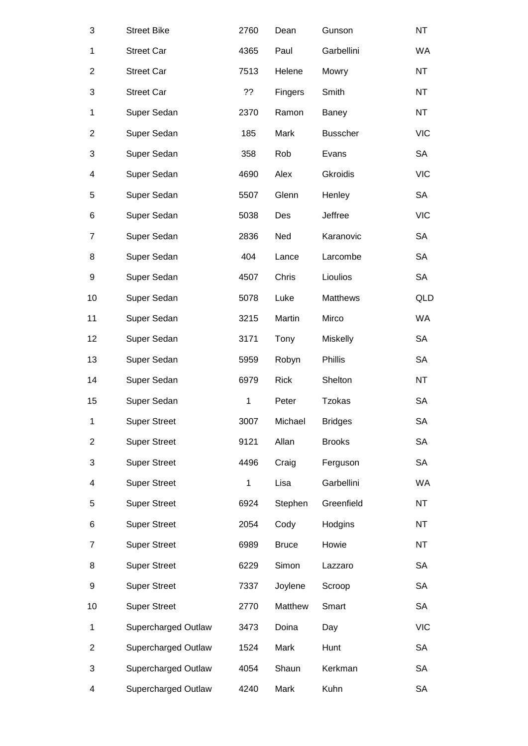| | | | | | |
|---|---|---|---|---|---|
| 3 | Street Bike | 2760 | Dean | Gunson | NT |
| 1 | Street Car | 4365 | Paul | Garbellini | WA |
| 2 | Street Car | 7513 | Helene | Mowry | NT |
| 3 | Street Car | ?? | Fingers | Smith | NT |
| 1 | Super Sedan | 2370 | Ramon | Baney | NT |
| 2 | Super Sedan | 185 | Mark | Busscher | VIC |
| 3 | Super Sedan | 358 | Rob | Evans | SA |
| 4 | Super Sedan | 4690 | Alex | Gkroidis | VIC |
| 5 | Super Sedan | 5507 | Glenn | Henley | SA |
| 6 | Super Sedan | 5038 | Des | Jeffree | VIC |
| 7 | Super Sedan | 2836 | Ned | Karanovic | SA |
| 8 | Super Sedan | 404 | Lance | Larcombe | SA |
| 9 | Super Sedan | 4507 | Chris | Lioulios | SA |
| 10 | Super Sedan | 5078 | Luke | Matthews | QLD |
| 11 | Super Sedan | 3215 | Martin | Mirco | WA |
| 12 | Super Sedan | 3171 | Tony | Miskelly | SA |
| 13 | Super Sedan | 5959 | Robyn | Phillis | SA |
| 14 | Super Sedan | 6979 | Rick | Shelton | NT |
| 15 | Super Sedan | 1 | Peter | Tzokas | SA |
| 1 | Super Street | 3007 | Michael | Bridges | SA |
| 2 | Super Street | 9121 | Allan | Brooks | SA |
| 3 | Super Street | 4496 | Craig | Ferguson | SA |
| 4 | Super Street | 1 | Lisa | Garbellini | WA |
| 5 | Super Street | 6924 | Stephen | Greenfield | NT |
| 6 | Super Street | 2054 | Cody | Hodgins | NT |
| 7 | Super Street | 6989 | Bruce | Howie | NT |
| 8 | Super Street | 6229 | Simon | Lazzaro | SA |
| 9 | Super Street | 7337 | Joylene | Scroop | SA |
| 10 | Super Street | 2770 | Matthew | Smart | SA |
| 1 | Supercharged Outlaw | 3473 | Doina | Day | VIC |
| 2 | Supercharged Outlaw | 1524 | Mark | Hunt | SA |
| 3 | Supercharged Outlaw | 4054 | Shaun | Kerkman | SA |
| 4 | Supercharged Outlaw | 4240 | Mark | Kuhn | SA |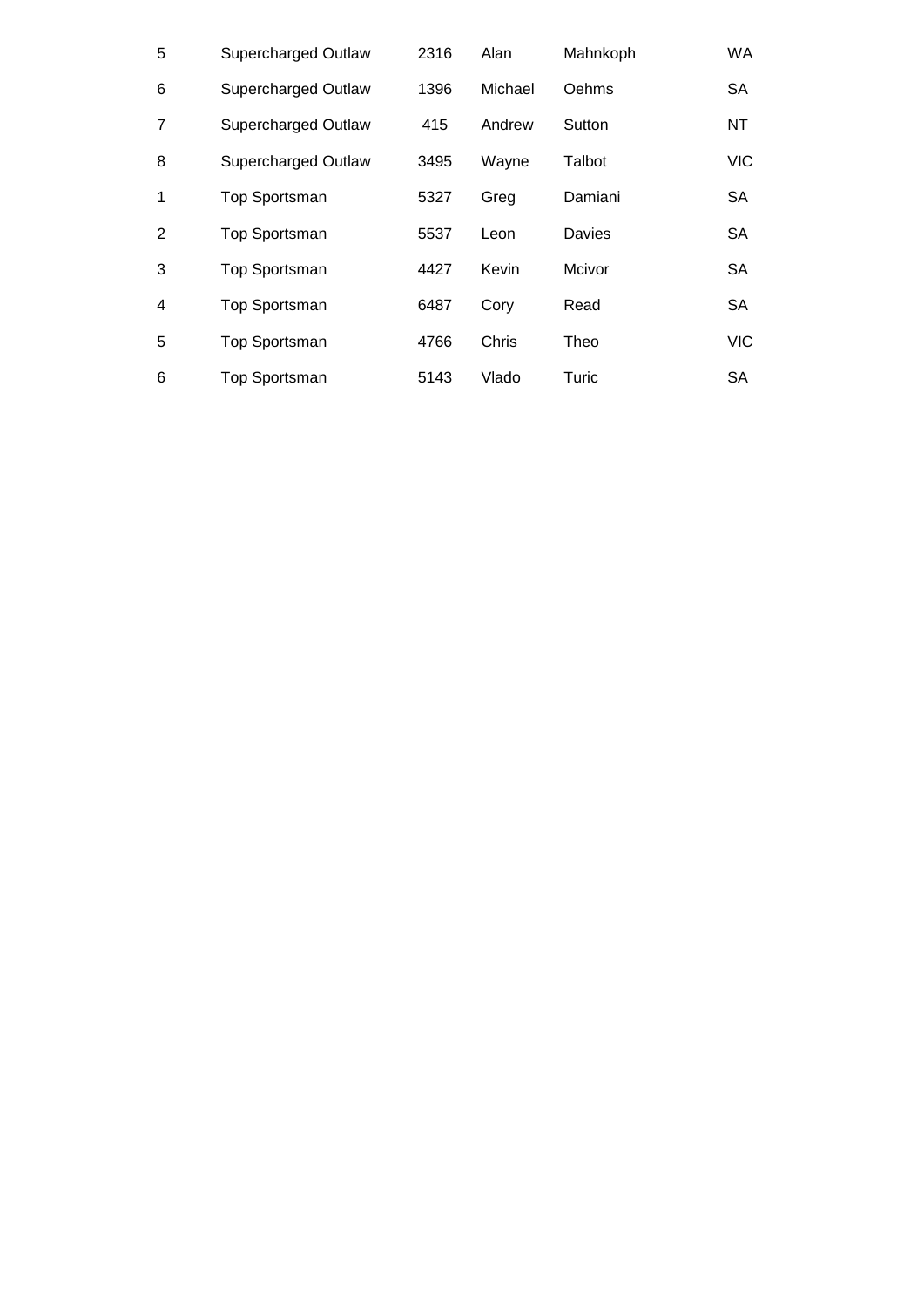| | | | | | |
|---|---|---|---|---|---|
| 5 | Supercharged Outlaw | 2316 | Alan | Mahnkoph | WA |
| 6 | Supercharged Outlaw | 1396 | Michael | Oehms | SA |
| 7 | Supercharged Outlaw | 415 | Andrew | Sutton | NT |
| 8 | Supercharged Outlaw | 3495 | Wayne | Talbot | VIC |
| 1 | Top Sportsman | 5327 | Greg | Damiani | SA |
| 2 | Top Sportsman | 5537 | Leon | Davies | SA |
| 3 | Top Sportsman | 4427 | Kevin | Mcivor | SA |
| 4 | Top Sportsman | 6487 | Cory | Read | SA |
| 5 | Top Sportsman | 4766 | Chris | Theo | VIC |
| 6 | Top Sportsman | 5143 | Vlado | Turic | SA |